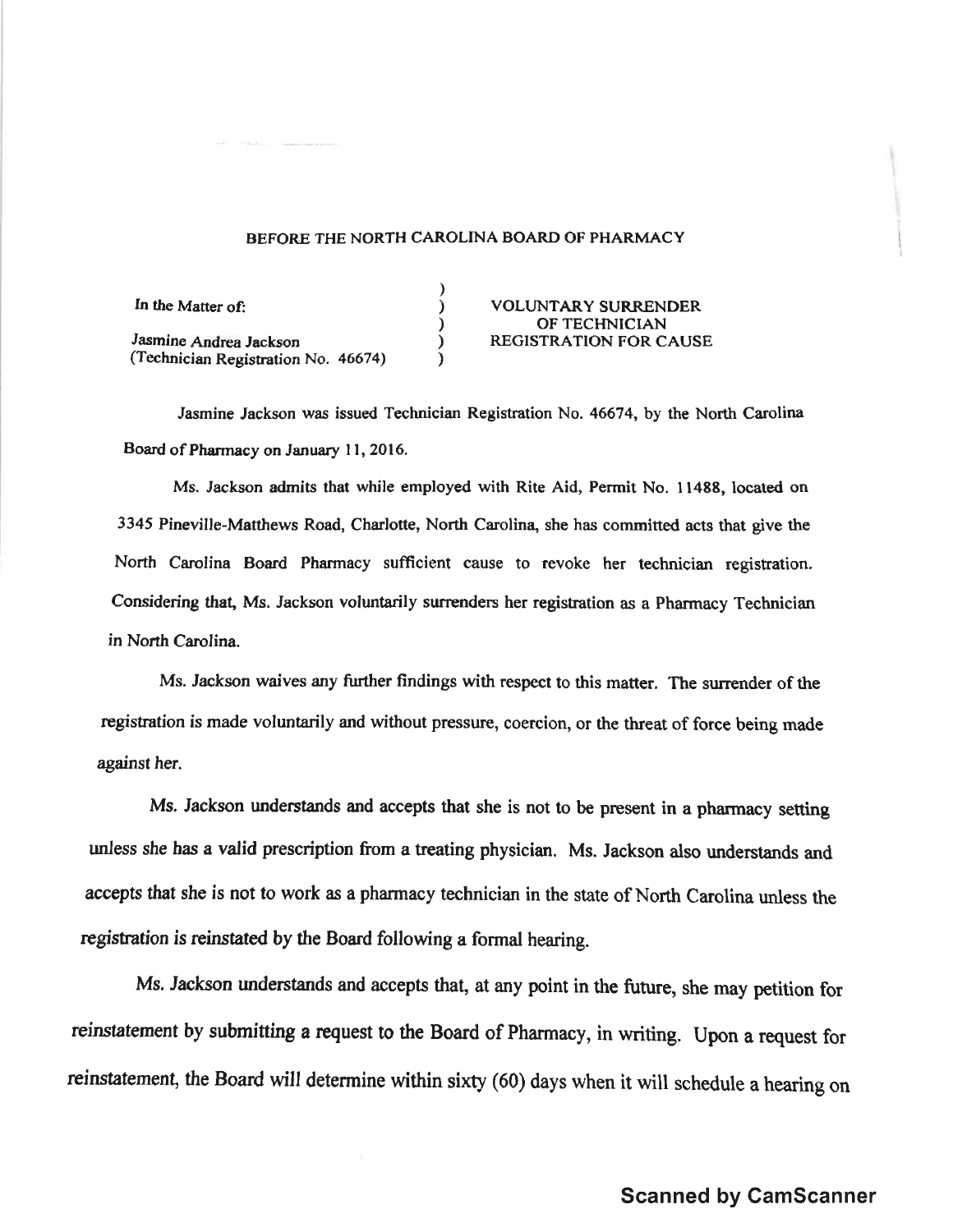BEFORE THE NORTH CAROLINA BOARD OF PHARMACY

| In the Matter of: | ) | VOLUNTARY SURRENDER OF TECHNICIAN REGISTRATION FOR CAUSE |
|---|---|---|
| Jasmine Andrea Jackson (Technician Registration No. 46674) | ) | |

Jasmine Jackson was issued Technician Registration No. 46674, by the North Carolina Board of Pharmacy on January 11, 2016.

Ms. Jackson admits that while employed with Rite Aid, Permit No. 11488, located on 3345 Pineville-Matthews Road, Charlotte, North Carolina, she has committed acts that give the North Carolina Board Pharmacy sufficient cause to revoke her technician registration. Considering that, Ms. Jackson voluntarily surrenders her registration as a Pharmacy Technician in North Carolina.

Ms. Jackson waives any further findings with respect to this matter. The surrender of the registration is made voluntarily and without pressure, coercion, or the threat of force being made against her.

Ms. Jackson understands and accepts that she is not to be present in a pharmacy setting unless she has a valid prescription from a treating physician. Ms. Jackson also understands and accepts that she is not to work as a pharmacy technician in the state of North Carolina unless the registration is reinstated by the Board following a formal hearing.

Ms. Jackson understands and accepts that, at any point in the future, she may petition for reinstatement by submitting a request to the Board of Pharmacy, in writing. Upon a request for reinstatement, the Board will determine within sixty (60) days when it will schedule a hearing on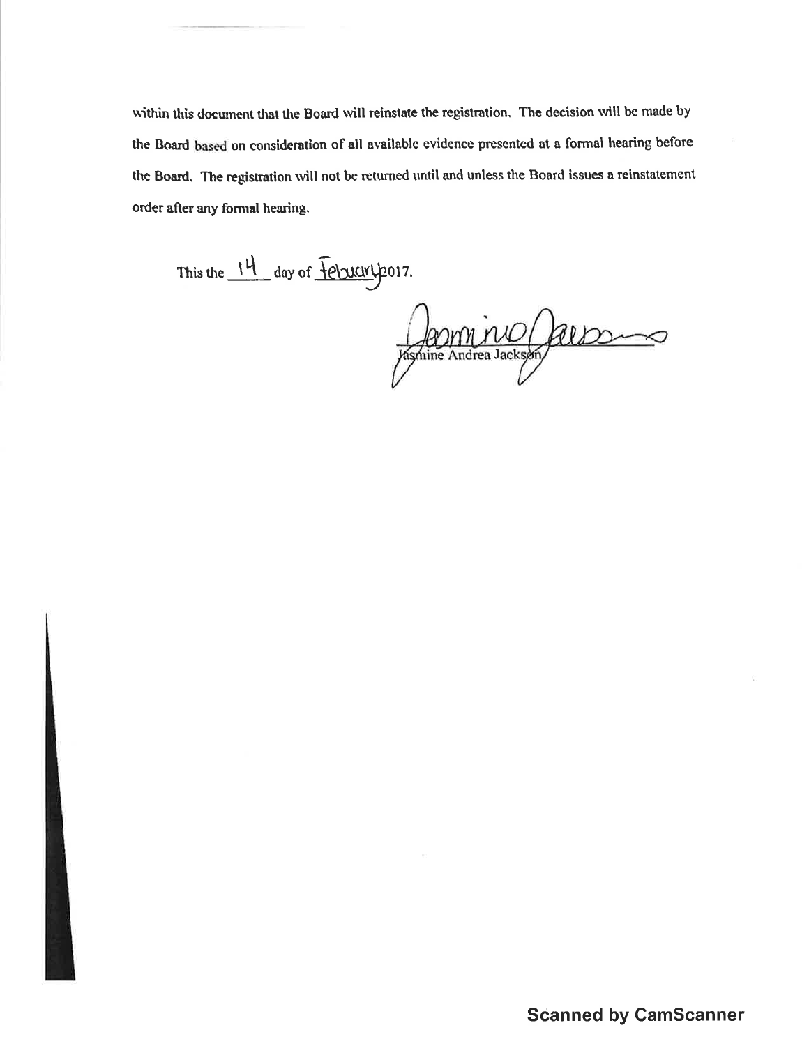within this document that the Board will reinstate the registration. The decision will be made by the Board based on consideration of all available evidence presented at a formal hearing before the Board. The registration will not be returned until and unless the Board issues a reinstatement order after any formal hearing.

This the 14 day of February 2017.

Jasmine Andrea Jackson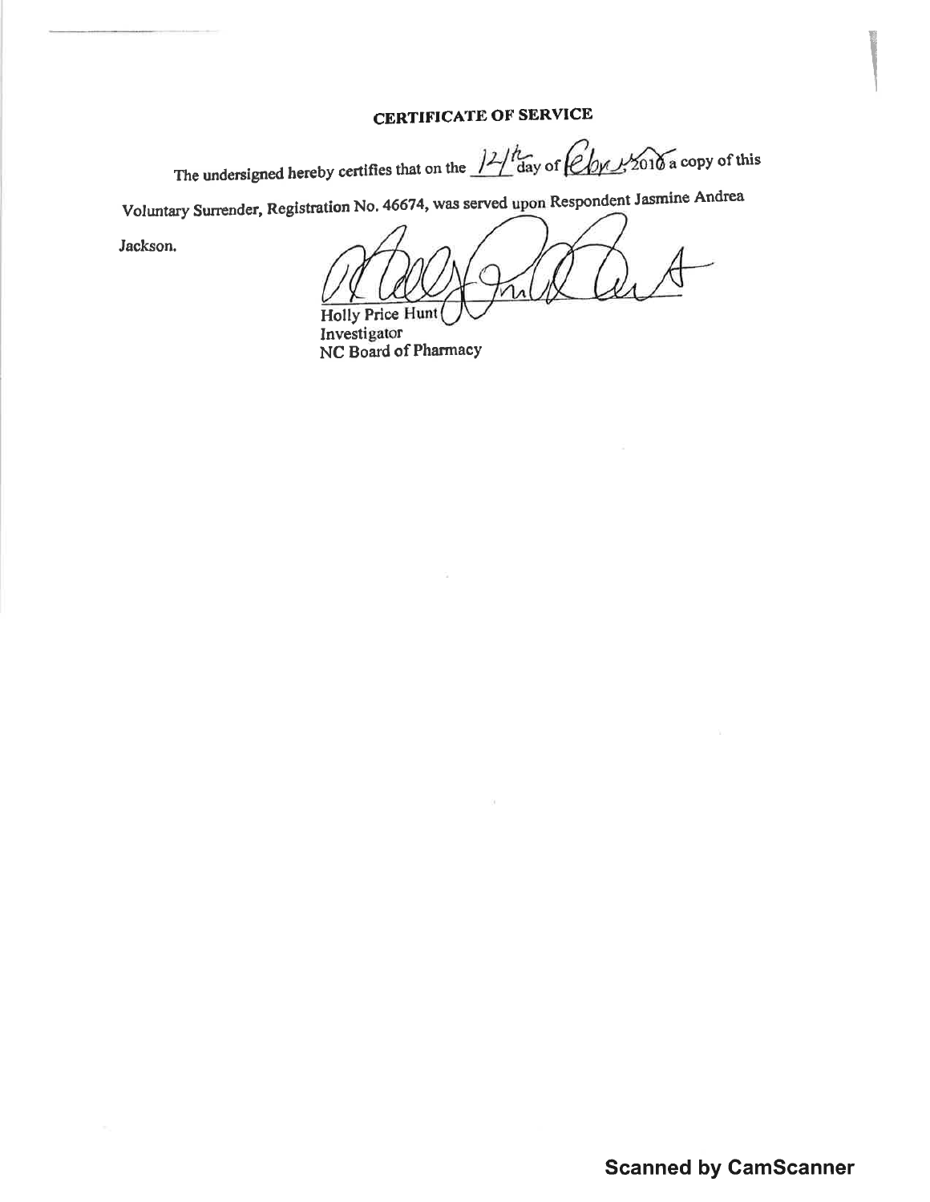# CERTIFICATE OF SERVICE

The undersigned hereby certifies that on the 14th day of February, 2018 a copy of this Voluntary Surrender, Registration No. 46674, was served upon Respondent Jasmine Andrea Jackson.

Holly Price Hunt
Investigator
NC Board of Pharmacy

Scanned by CamScanner